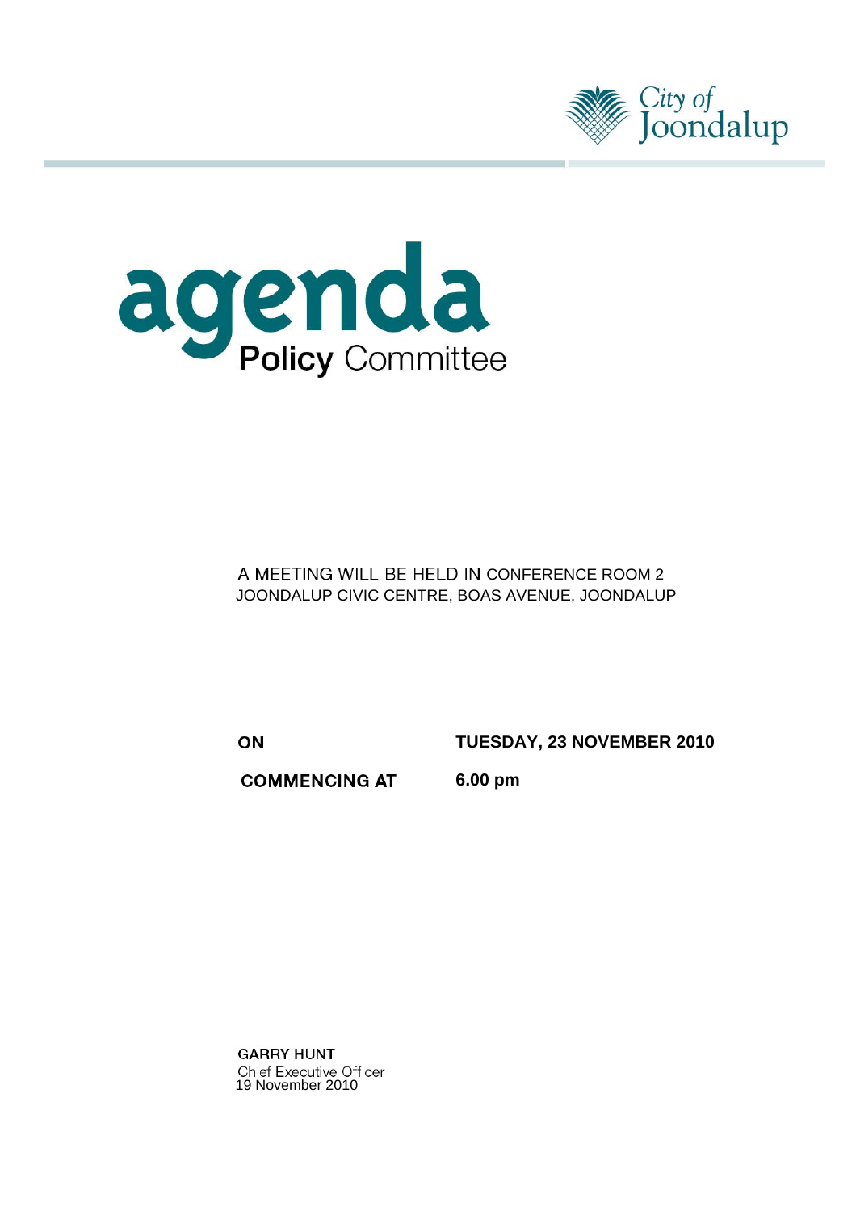City of Joondalup

# agenda

## Policy Committee

A MEETING WILL BE HELD IN CONFERENCE ROOM 2
JOONDALUP CIVIC CENTRE, BOAS AVENUE, JOONDALUP

**ON** **TUESDAY, 23 NOVEMBER 2010**

**COMMENCING AT** **6.00 pm**

**GARRY HUNT**
Chief Executive Officer
19 November 2010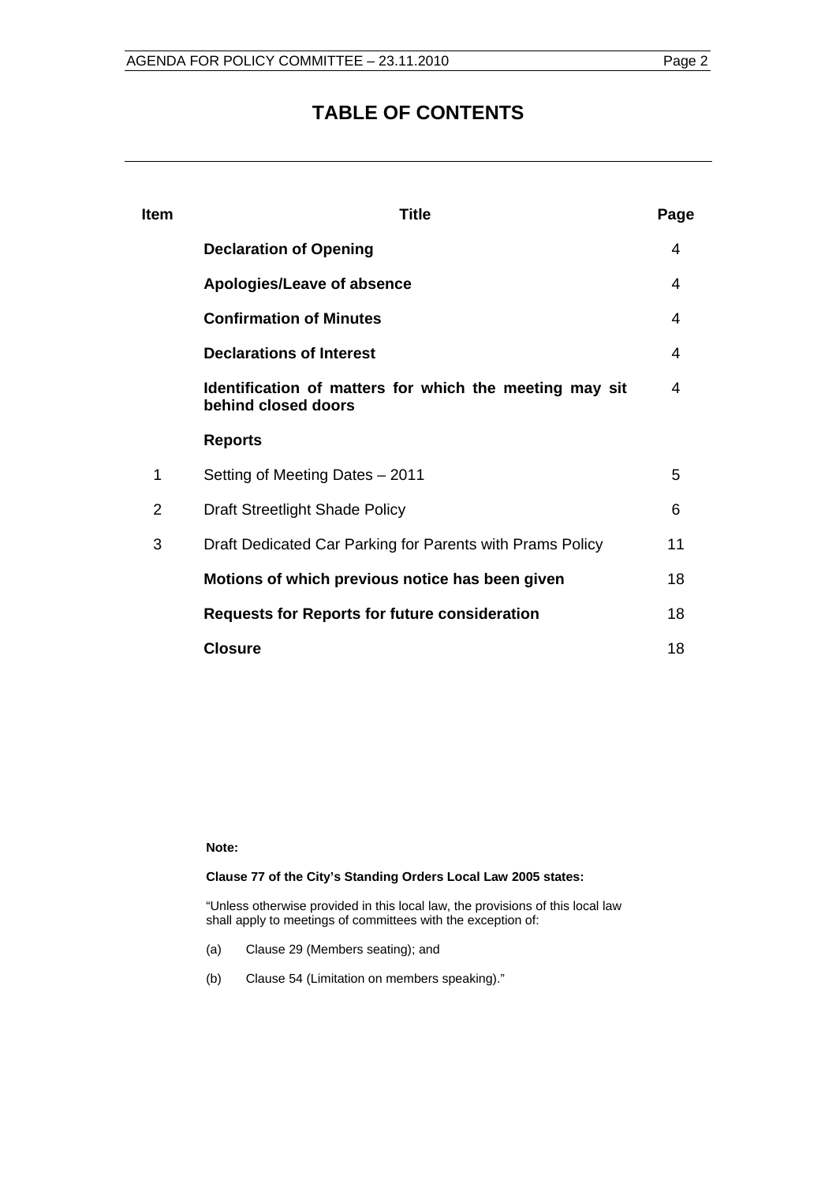# TABLE OF CONTENTS

| Item | Title | Page |
|---|---|---|
| | **Declaration of Opening** | 4 |
| | **Apologies/Leave of absence** | 4 |
| | **Confirmation of Minutes** | 4 |
| | **Declarations of Interest** | 4 |
| | **Identification of matters for which the meeting may sit behind closed doors** | 4 |
| | **Reports** | |
| 1 | Setting of Meeting Dates – 2011 | 5 |
| 2 | Draft Streetlight Shade Policy | 6 |
| 3 | Draft Dedicated Car Parking for Parents with Prams Policy | 11 |
| | **Motions of which previous notice has been given** | 18 |
| | **Requests for Reports for future consideration** | 18 |
| | **Closure** | 18 |

**Note:**

**Clause 77 of the City's Standing Orders Local Law 2005 states:**

"Unless otherwise provided in this local law, the provisions of this local law shall apply to meetings of committees with the exception of:

(a) Clause 29 (Members seating); and

(b) Clause 54 (Limitation on members speaking)."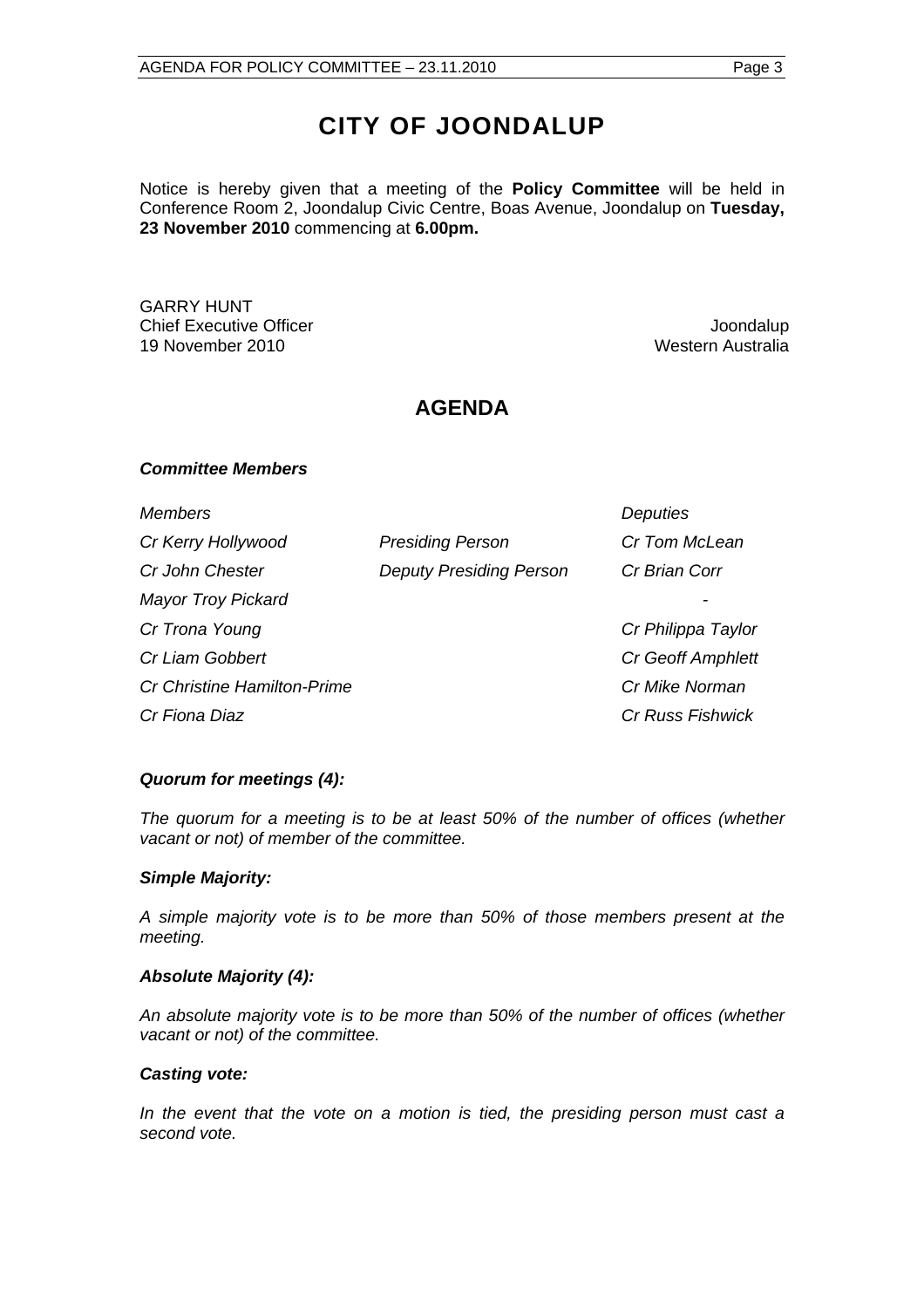# CITY OF JOONDALUP

Notice is hereby given that a meeting of the **Policy Committee** will be held in Conference Room 2, Joondalup Civic Centre, Boas Avenue, Joondalup on **Tuesday, 23 November 2010** commencing at **6.00pm.**

GARRY HUNT
Chief Executive Officer
19 November 2010

Joondalup
Western Australia

## AGENDA

***Committee Members***

| *Members* | | *Deputies* |
|---|---|---|
| *Cr Kerry Hollywood* | *Presiding Person* | *Cr Tom McLean* |
| *Cr John Chester* | *Deputy Presiding Person* | *Cr Brian Corr* |
| *Mayor Troy Pickard* | | - |
| *Cr Trona Young* | | *Cr Philippa Taylor* |
| *Cr Liam Gobbert* | | *Cr Geoff Amphlett* |
| *Cr Christine Hamilton-Prime* | | *Cr Mike Norman* |
| *Cr Fiona Diaz* | | *Cr Russ Fishwick* |

***Quorum for meetings (4):***

*The quorum for a meeting is to be at least 50% of the number of offices (whether vacant or not) of member of the committee.*

***Simple Majority:***

*A simple majority vote is to be more than 50% of those members present at the meeting.*

***Absolute Majority (4):***

*An absolute majority vote is to be more than 50% of the number of offices (whether vacant or not) of the committee.*

***Casting vote:***

*In the event that the vote on a motion is tied, the presiding person must cast a second vote.*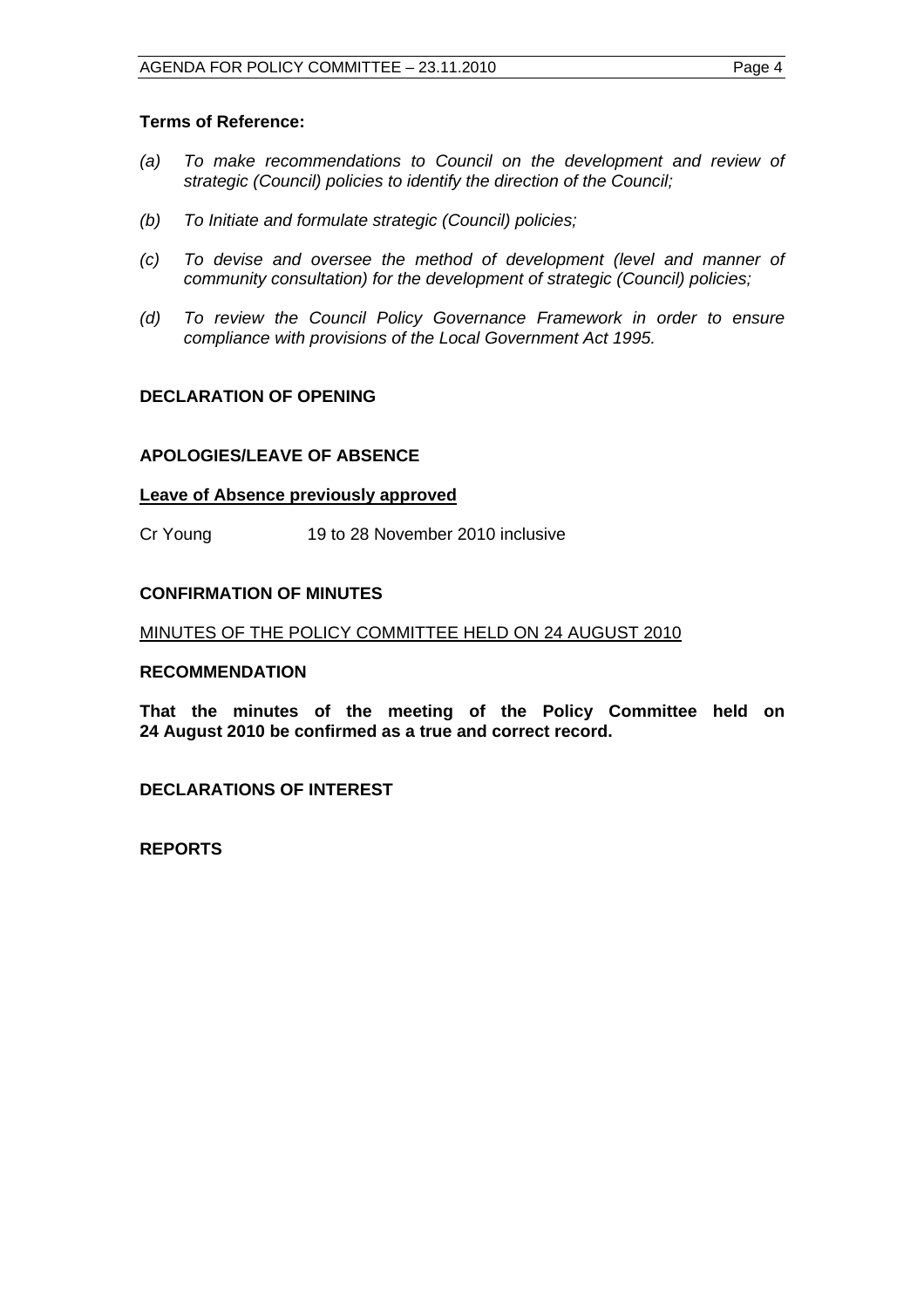**Terms of Reference:**

*(a) To make recommendations to Council on the development and review of strategic (Council) policies to identify the direction of the Council;*

*(b) To Initiate and formulate strategic (Council) policies;*

*(c) To devise and oversee the method of development (level and manner of community consultation) for the development of strategic (Council) policies;*

*(d) To review the Council Policy Governance Framework in order to ensure compliance with provisions of the Local Government Act 1995.*

**DECLARATION OF OPENING**

**APOLOGIES/LEAVE OF ABSENCE**

**Leave of Absence previously approved**

Cr Young 19 to 28 November 2010 inclusive

**CONFIRMATION OF MINUTES**

MINUTES OF THE POLICY COMMITTEE HELD ON 24 AUGUST 2010

**RECOMMENDATION**

**That the minutes of the meeting of the Policy Committee held on 24 August 2010 be confirmed as a true and correct record.**

**DECLARATIONS OF INTEREST**

**REPORTS**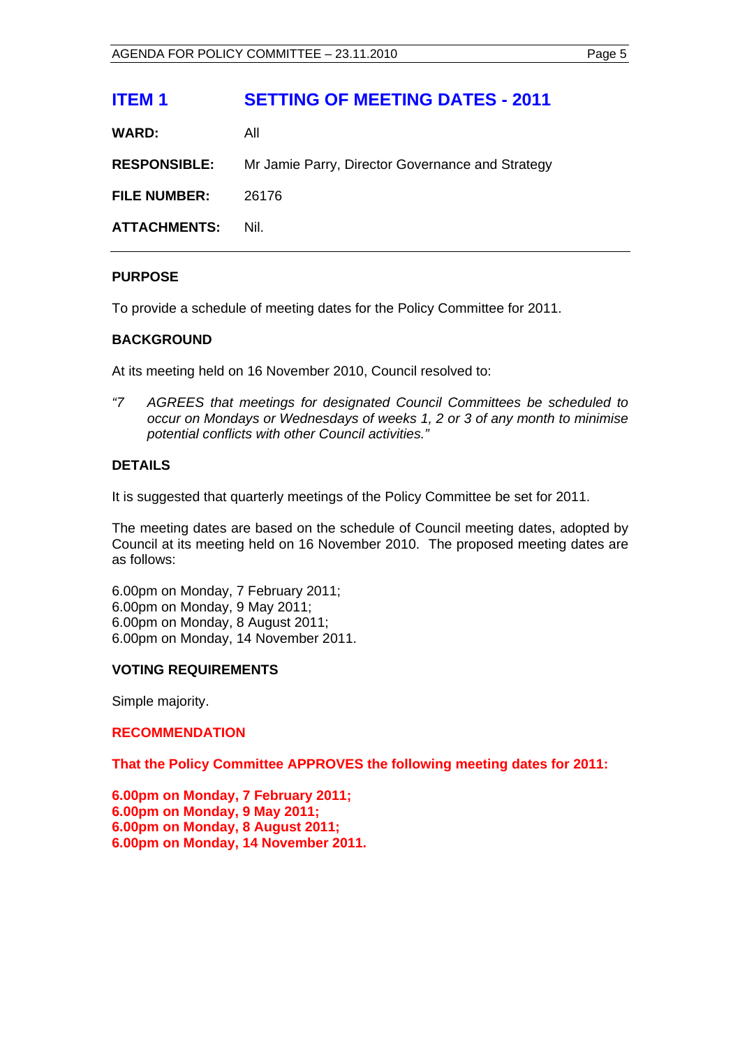## ITEM 1 SETTING OF MEETING DATES - 2011

**WARD:** All

**RESPONSIBLE:** Mr Jamie Parry, Director Governance and Strategy

**FILE NUMBER:** 26176

**ATTACHMENTS:** Nil.

### PURPOSE

To provide a schedule of meeting dates for the Policy Committee for 2011.

### BACKGROUND

At its meeting held on 16 November 2010, Council resolved to:

*"7 AGREES that meetings for designated Council Committees be scheduled to occur on Mondays or Wednesdays of weeks 1, 2 or 3 of any month to minimise potential conflicts with other Council activities."*

### DETAILS

It is suggested that quarterly meetings of the Policy Committee be set for 2011.

The meeting dates are based on the schedule of Council meeting dates, adopted by Council at its meeting held on 16 November 2010. The proposed meeting dates are as follows:

6.00pm on Monday, 7 February 2011;
6.00pm on Monday, 9 May 2011;
6.00pm on Monday, 8 August 2011;
6.00pm on Monday, 14 November 2011.

### VOTING REQUIREMENTS

Simple majority.

### RECOMMENDATION

**That the Policy Committee APPROVES the following meeting dates for 2011:**

**6.00pm on Monday, 7 February 2011;**
**6.00pm on Monday, 9 May 2011;**
**6.00pm on Monday, 8 August 2011;**
**6.00pm on Monday, 14 November 2011.**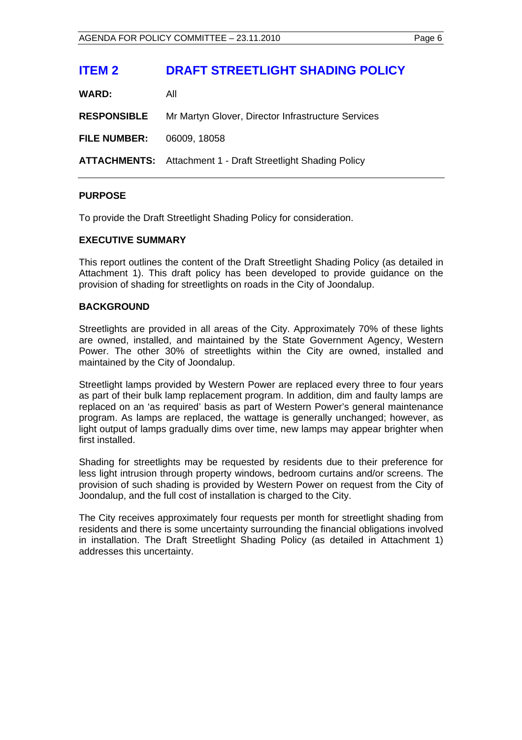# ITEM 2 DRAFT STREETLIGHT SHADING POLICY

**WARD:** All

**RESPONSIBLE** Mr Martyn Glover, Director Infrastructure Services

**FILE NUMBER:** 06009, 18058

**ATTACHMENTS:** Attachment 1 - Draft Streetlight Shading Policy

## PURPOSE

To provide the Draft Streetlight Shading Policy for consideration.

## EXECUTIVE SUMMARY

This report outlines the content of the Draft Streetlight Shading Policy (as detailed in Attachment 1). This draft policy has been developed to provide guidance on the provision of shading for streetlights on roads in the City of Joondalup.

## BACKGROUND

Streetlights are provided in all areas of the City. Approximately 70% of these lights are owned, installed, and maintained by the State Government Agency, Western Power. The other 30% of streetlights within the City are owned, installed and maintained by the City of Joondalup.

Streetlight lamps provided by Western Power are replaced every three to four years as part of their bulk lamp replacement program. In addition, dim and faulty lamps are replaced on an 'as required' basis as part of Western Power's general maintenance program. As lamps are replaced, the wattage is generally unchanged; however, as light output of lamps gradually dims over time, new lamps may appear brighter when first installed.

Shading for streetlights may be requested by residents due to their preference for less light intrusion through property windows, bedroom curtains and/or screens. The provision of such shading is provided by Western Power on request from the City of Joondalup, and the full cost of installation is charged to the City.

The City receives approximately four requests per month for streetlight shading from residents and there is some uncertainty surrounding the financial obligations involved in installation. The Draft Streetlight Shading Policy (as detailed in Attachment 1) addresses this uncertainty.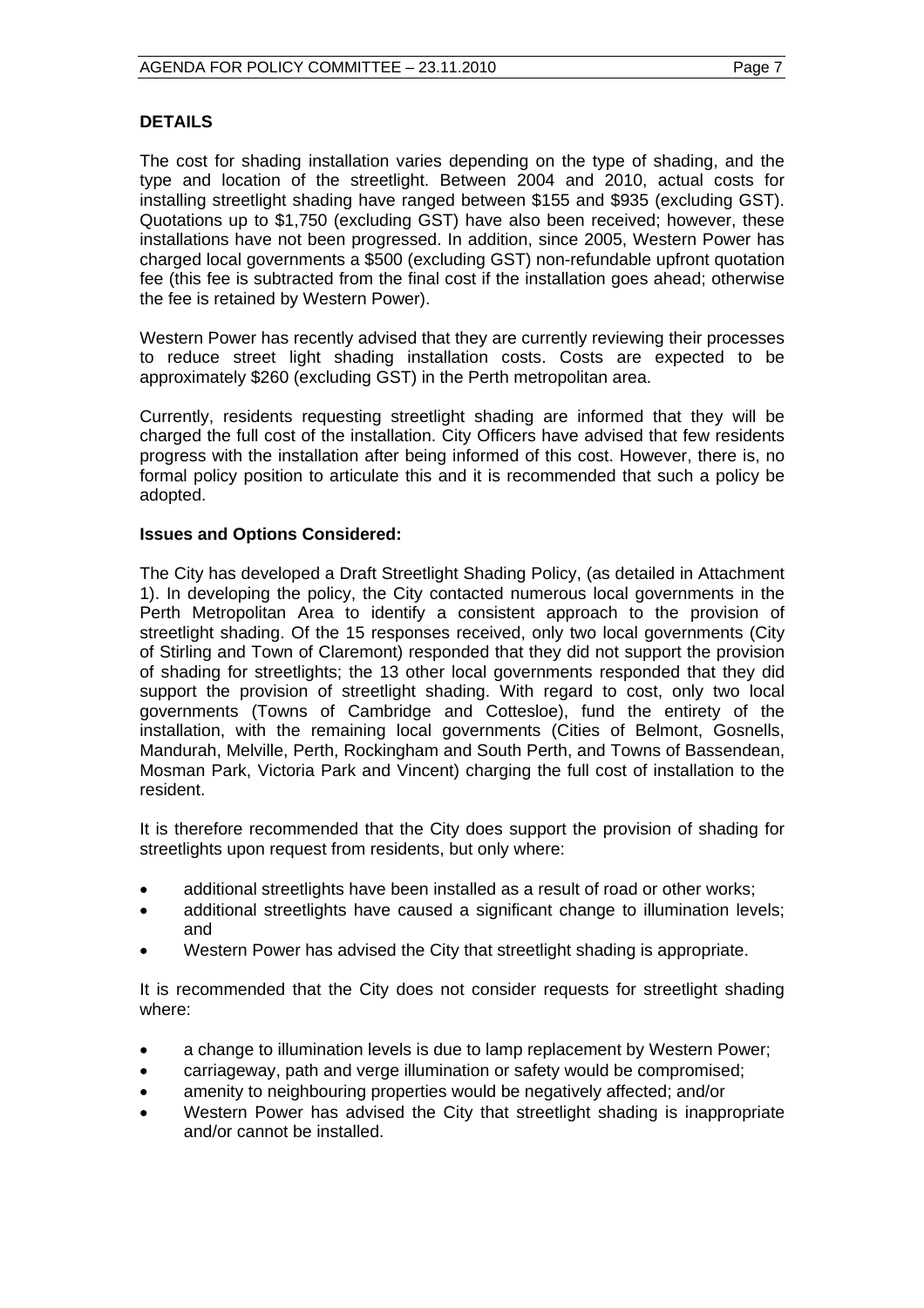**DETAILS**

The cost for shading installation varies depending on the type of shading, and the type and location of the streetlight. Between 2004 and 2010, actual costs for installing streetlight shading have ranged between $155 and $935 (excluding GST). Quotations up to $1,750 (excluding GST) have also been received; however, these installations have not been progressed. In addition, since 2005, Western Power has charged local governments a $500 (excluding GST) non-refundable upfront quotation fee (this fee is subtracted from the final cost if the installation goes ahead; otherwise the fee is retained by Western Power).

Western Power has recently advised that they are currently reviewing their processes to reduce street light shading installation costs. Costs are expected to be approximately $260 (excluding GST) in the Perth metropolitan area.

Currently, residents requesting streetlight shading are informed that they will be charged the full cost of the installation. City Officers have advised that few residents progress with the installation after being informed of this cost. However, there is, no formal policy position to articulate this and it is recommended that such a policy be adopted.

**Issues and Options Considered:**

The City has developed a Draft Streetlight Shading Policy, (as detailed in Attachment 1). In developing the policy, the City contacted numerous local governments in the Perth Metropolitan Area to identify a consistent approach to the provision of streetlight shading. Of the 15 responses received, only two local governments (City of Stirling and Town of Claremont) responded that they did not support the provision of shading for streetlights; the 13 other local governments responded that they did support the provision of streetlight shading. With regard to cost, only two local governments (Towns of Cambridge and Cottesloe), fund the entirety of the installation, with the remaining local governments (Cities of Belmont, Gosnells, Mandurah, Melville, Perth, Rockingham and South Perth, and Towns of Bassendean, Mosman Park, Victoria Park and Vincent) charging the full cost of installation to the resident.

It is therefore recommended that the City does support the provision of shading for streetlights upon request from residents, but only where:

- additional streetlights have been installed as a result of road or other works;
- additional streetlights have caused a significant change to illumination levels; and
- Western Power has advised the City that streetlight shading is appropriate.

It is recommended that the City does not consider requests for streetlight shading where:

- a change to illumination levels is due to lamp replacement by Western Power;
- carriageway, path and verge illumination or safety would be compromised;
- amenity to neighbouring properties would be negatively affected; and/or
- Western Power has advised the City that streetlight shading is inappropriate and/or cannot be installed.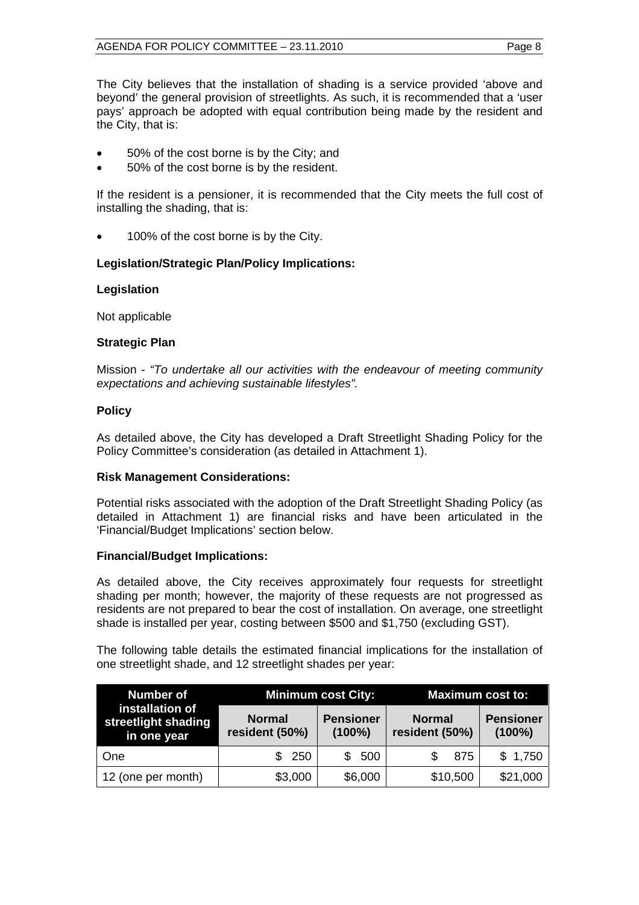The City believes that the installation of shading is a service provided 'above and beyond' the general provision of streetlights. As such, it is recommended that a 'user pays' approach be adopted with equal contribution being made by the resident and the City, that is:

- 50% of the cost borne is by the City; and
- 50% of the cost borne is by the resident.

If the resident is a pensioner, it is recommended that the City meets the full cost of installing the shading, that is:

- 100% of the cost borne is by the City.

**Legislation/Strategic Plan/Policy Implications:**

**Legislation**

Not applicable

**Strategic Plan**

Mission - *"To undertake all our activities with the endeavour of meeting community expectations and achieving sustainable lifestyles".*

**Policy**

As detailed above, the City has developed a Draft Streetlight Shading Policy for the Policy Committee's consideration (as detailed in Attachment 1).

**Risk Management Considerations:**

Potential risks associated with the adoption of the Draft Streetlight Shading Policy (as detailed in Attachment 1) are financial risks and have been articulated in the 'Financial/Budget Implications' section below.

**Financial/Budget Implications:**

As detailed above, the City receives approximately four requests for streetlight shading per month; however, the majority of these requests are not progressed as residents are not prepared to bear the cost of installation. On average, one streetlight shade is installed per year, costing between $500 and $1,750 (excluding GST).

The following table details the estimated financial implications for the installation of one streetlight shade, and 12 streetlight shades per year:

| Number of installation of streetlight shading in one year | Minimum cost City: | | Maximum cost to: | |
|---|---|---|---|---|
| | **Normal resident (50%)** | **Pensioner (100%)** | **Normal resident (50%)** | **Pensioner (100%)** |
| One | $ 250 | $ 500 | $ 875 | $ 1,750 |
| 12 (one per month) | $3,000 | $6,000 | $10,500 | $21,000 |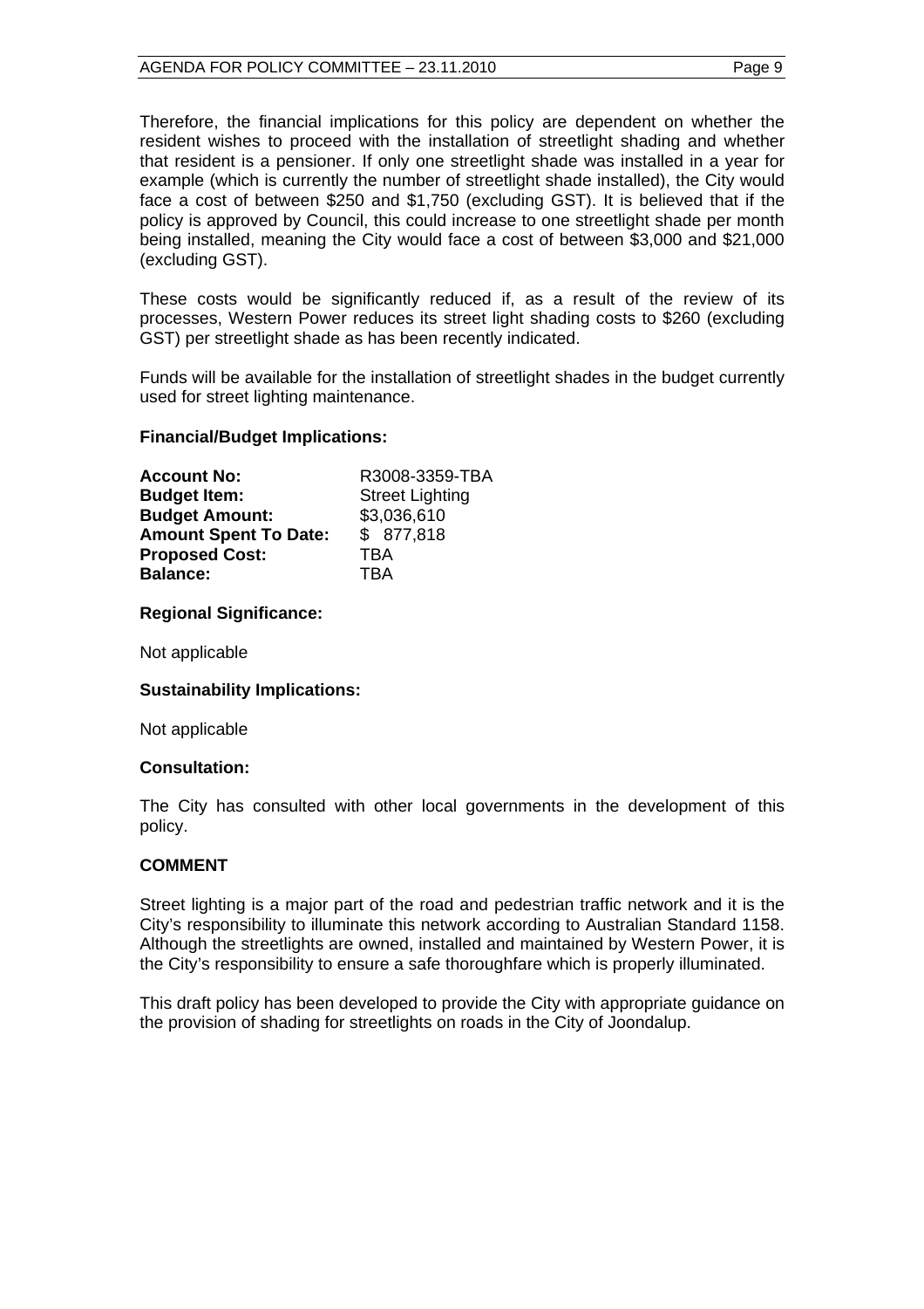Therefore, the financial implications for this policy are dependent on whether the resident wishes to proceed with the installation of streetlight shading and whether that resident is a pensioner. If only one streetlight shade was installed in a year for example (which is currently the number of streetlight shade installed), the City would face a cost of between $250 and $1,750 (excluding GST). It is believed that if the policy is approved by Council, this could increase to one streetlight shade per month being installed, meaning the City would face a cost of between $3,000 and $21,000 (excluding GST).

These costs would be significantly reduced if, as a result of the review of its processes, Western Power reduces its street light shading costs to $260 (excluding GST) per streetlight shade as has been recently indicated.

Funds will be available for the installation of streetlight shades in the budget currently used for street lighting maintenance.

**Financial/Budget Implications:**

| | |
|---|---|
| **Account No:** | R3008-3359-TBA |
| **Budget Item:** | Street Lighting |
| **Budget Amount:** | $3,036,610 |
| **Amount Spent To Date:** | $ 877,818 |
| **Proposed Cost:** | TBA |
| **Balance:** | TBA |

**Regional Significance:**

Not applicable

**Sustainability Implications:**

Not applicable

**Consultation:**

The City has consulted with other local governments in the development of this policy.

**COMMENT**

Street lighting is a major part of the road and pedestrian traffic network and it is the City's responsibility to illuminate this network according to Australian Standard 1158. Although the streetlights are owned, installed and maintained by Western Power, it is the City's responsibility to ensure a safe thoroughfare which is properly illuminated.

This draft policy has been developed to provide the City with appropriate guidance on the provision of shading for streetlights on roads in the City of Joondalup.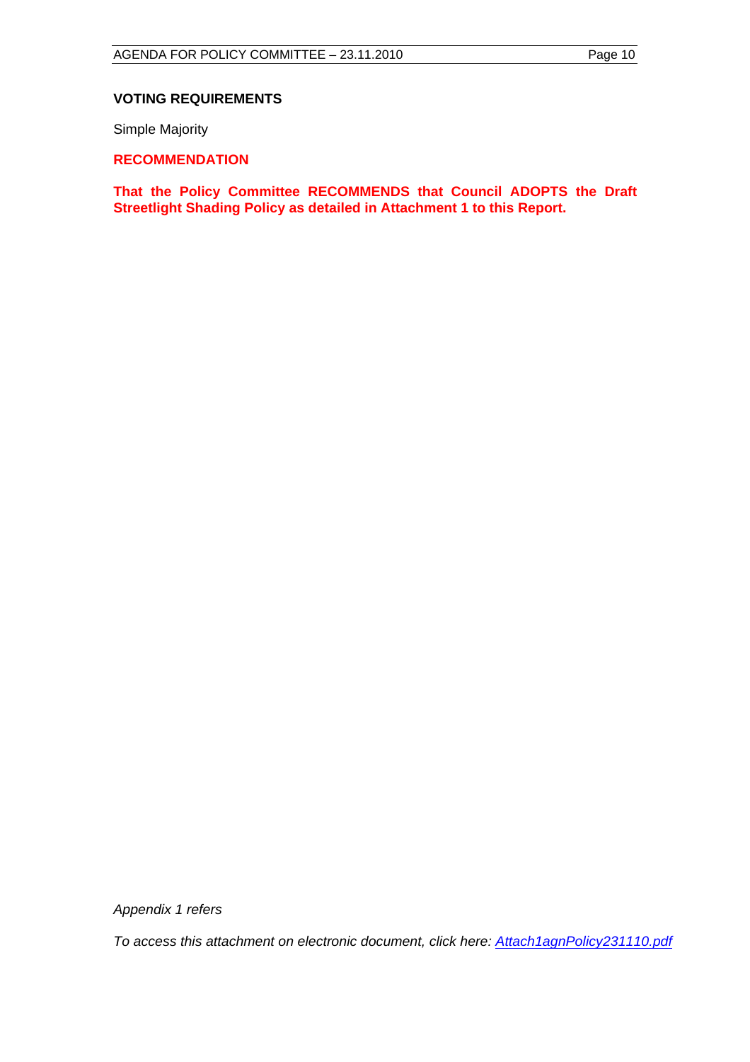**VOTING REQUIREMENTS**

Simple Majority

**RECOMMENDATION**

**That the Policy Committee RECOMMENDS that Council ADOPTS the Draft Streetlight Shading Policy as detailed in Attachment 1 to this Report.**

*Appendix 1 refers*

*To access this attachment on electronic document, click here: Attach1agnPolicy231110.pdf*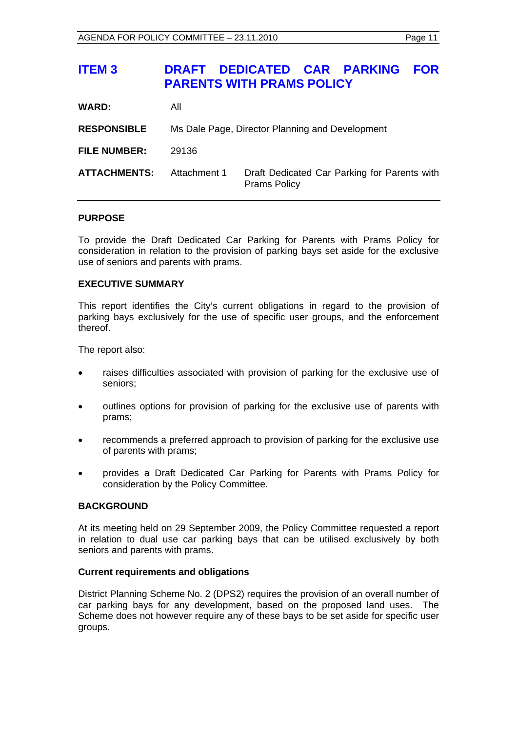## ITEM 3 DRAFT DEDICATED CAR PARKING FOR PARENTS WITH PRAMS POLICY

| | | |
|---|---|---|
| **WARD:** | All | |
| **RESPONSIBLE** | Ms Dale Page, Director Planning and Development | |
| **FILE NUMBER:** | 29136 | |
| **ATTACHMENTS:** | Attachment 1 | Draft Dedicated Car Parking for Parents with Prams Policy |

### PURPOSE

To provide the Draft Dedicated Car Parking for Parents with Prams Policy for consideration in relation to the provision of parking bays set aside for the exclusive use of seniors and parents with prams.

### EXECUTIVE SUMMARY

This report identifies the City's current obligations in regard to the provision of parking bays exclusively for the use of specific user groups, and the enforcement thereof.

The report also:

- raises difficulties associated with provision of parking for the exclusive use of seniors;
- outlines options for provision of parking for the exclusive use of parents with prams;
- recommends a preferred approach to provision of parking for the exclusive use of parents with prams;
- provides a Draft Dedicated Car Parking for Parents with Prams Policy for consideration by the Policy Committee.

### BACKGROUND

At its meeting held on 29 September 2009, the Policy Committee requested a report in relation to dual use car parking bays that can be utilised exclusively by both seniors and parents with prams.

**Current requirements and obligations**

District Planning Scheme No. 2 (DPS2) requires the provision of an overall number of car parking bays for any development, based on the proposed land uses. The Scheme does not however require any of these bays to be set aside for specific user groups.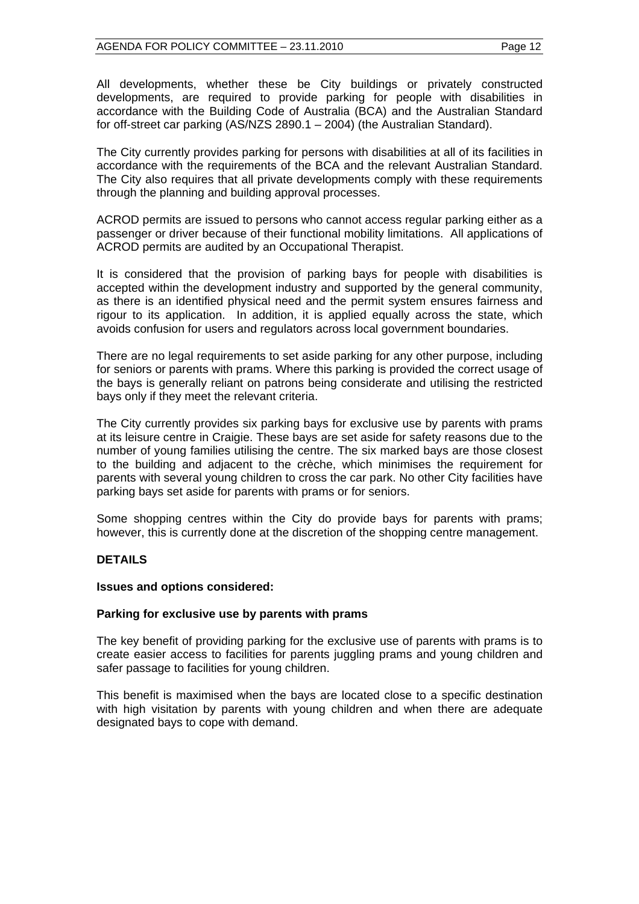All developments, whether these be City buildings or privately constructed developments, are required to provide parking for people with disabilities in accordance with the Building Code of Australia (BCA) and the Australian Standard for off-street car parking (AS/NZS 2890.1 – 2004) (the Australian Standard).

The City currently provides parking for persons with disabilities at all of its facilities in accordance with the requirements of the BCA and the relevant Australian Standard. The City also requires that all private developments comply with these requirements through the planning and building approval processes.

ACROD permits are issued to persons who cannot access regular parking either as a passenger or driver because of their functional mobility limitations. All applications of ACROD permits are audited by an Occupational Therapist.

It is considered that the provision of parking bays for people with disabilities is accepted within the development industry and supported by the general community, as there is an identified physical need and the permit system ensures fairness and rigour to its application. In addition, it is applied equally across the state, which avoids confusion for users and regulators across local government boundaries.

There are no legal requirements to set aside parking for any other purpose, including for seniors or parents with prams. Where this parking is provided the correct usage of the bays is generally reliant on patrons being considerate and utilising the restricted bays only if they meet the relevant criteria.

The City currently provides six parking bays for exclusive use by parents with prams at its leisure centre in Craigie. These bays are set aside for safety reasons due to the number of young families utilising the centre. The six marked bays are those closest to the building and adjacent to the crèche, which minimises the requirement for parents with several young children to cross the car park. No other City facilities have parking bays set aside for parents with prams or for seniors.

Some shopping centres within the City do provide bays for parents with prams; however, this is currently done at the discretion of the shopping centre management.

**DETAILS**

**Issues and options considered:**

**Parking for exclusive use by parents with prams**

The key benefit of providing parking for the exclusive use of parents with prams is to create easier access to facilities for parents juggling prams and young children and safer passage to facilities for young children.

This benefit is maximised when the bays are located close to a specific destination with high visitation by parents with young children and when there are adequate designated bays to cope with demand.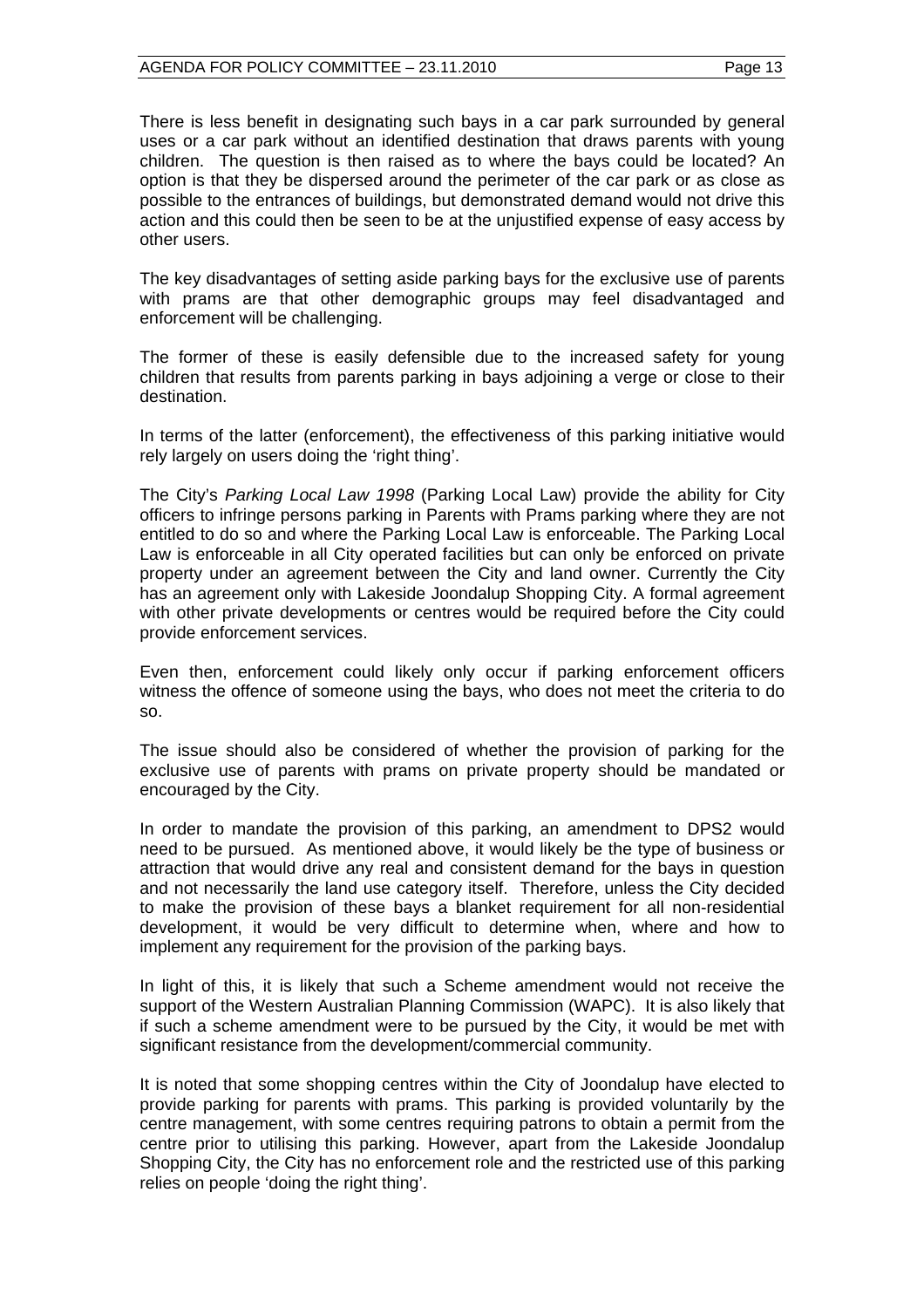There is less benefit in designating such bays in a car park surrounded by general uses or a car park without an identified destination that draws parents with young children. The question is then raised as to where the bays could be located? An option is that they be dispersed around the perimeter of the car park or as close as possible to the entrances of buildings, but demonstrated demand would not drive this action and this could then be seen to be at the unjustified expense of easy access by other users.

The key disadvantages of setting aside parking bays for the exclusive use of parents with prams are that other demographic groups may feel disadvantaged and enforcement will be challenging.

The former of these is easily defensible due to the increased safety for young children that results from parents parking in bays adjoining a verge or close to their destination.

In terms of the latter (enforcement), the effectiveness of this parking initiative would rely largely on users doing the 'right thing'.

The City's *Parking Local Law 1998* (Parking Local Law) provide the ability for City officers to infringe persons parking in Parents with Prams parking where they are not entitled to do so and where the Parking Local Law is enforceable. The Parking Local Law is enforceable in all City operated facilities but can only be enforced on private property under an agreement between the City and land owner. Currently the City has an agreement only with Lakeside Joondalup Shopping City. A formal agreement with other private developments or centres would be required before the City could provide enforcement services.

Even then, enforcement could likely only occur if parking enforcement officers witness the offence of someone using the bays, who does not meet the criteria to do so.

The issue should also be considered of whether the provision of parking for the exclusive use of parents with prams on private property should be mandated or encouraged by the City.

In order to mandate the provision of this parking, an amendment to DPS2 would need to be pursued. As mentioned above, it would likely be the type of business or attraction that would drive any real and consistent demand for the bays in question and not necessarily the land use category itself. Therefore, unless the City decided to make the provision of these bays a blanket requirement for all non-residential development, it would be very difficult to determine when, where and how to implement any requirement for the provision of the parking bays.

In light of this, it is likely that such a Scheme amendment would not receive the support of the Western Australian Planning Commission (WAPC). It is also likely that if such a scheme amendment were to be pursued by the City, it would be met with significant resistance from the development/commercial community.

It is noted that some shopping centres within the City of Joondalup have elected to provide parking for parents with prams. This parking is provided voluntarily by the centre management, with some centres requiring patrons to obtain a permit from the centre prior to utilising this parking. However, apart from the Lakeside Joondalup Shopping City, the City has no enforcement role and the restricted use of this parking relies on people 'doing the right thing'.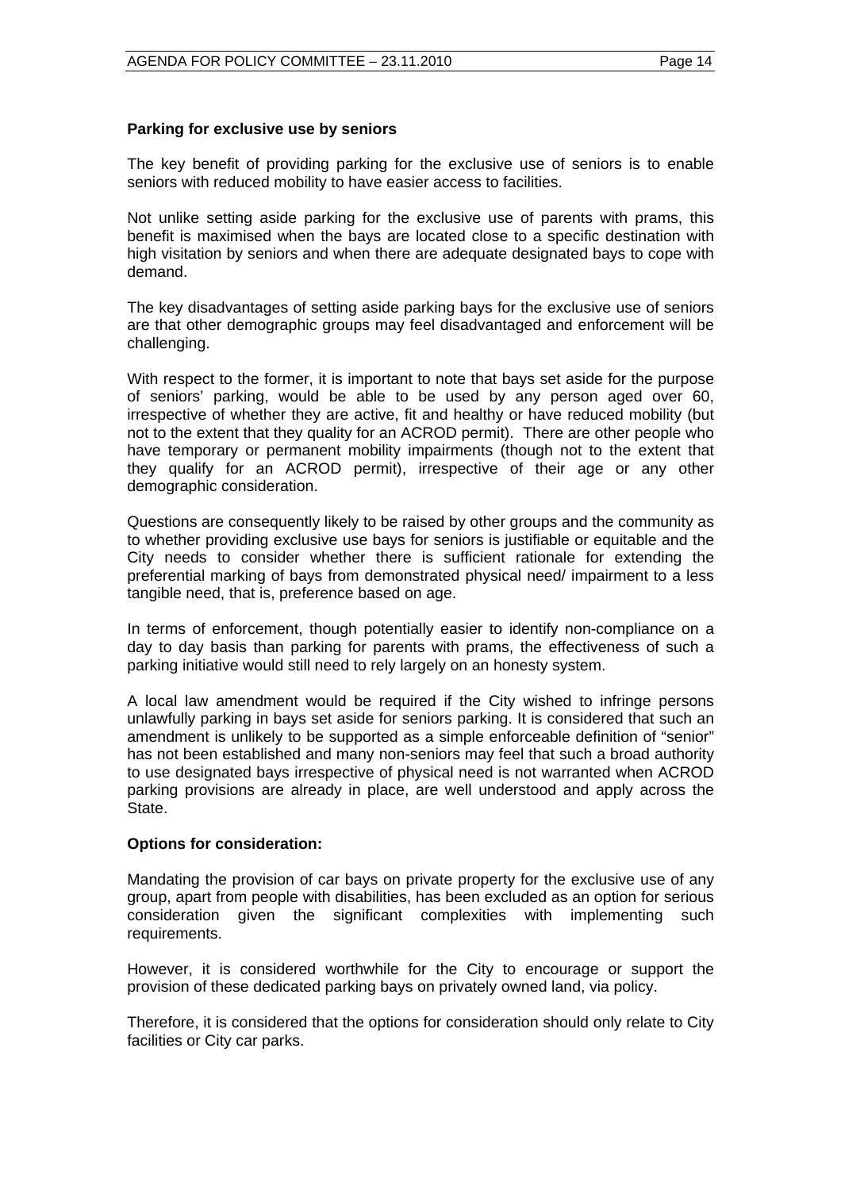**Parking for exclusive use by seniors**

The key benefit of providing parking for the exclusive use of seniors is to enable seniors with reduced mobility to have easier access to facilities.

Not unlike setting aside parking for the exclusive use of parents with prams, this benefit is maximised when the bays are located close to a specific destination with high visitation by seniors and when there are adequate designated bays to cope with demand.

The key disadvantages of setting aside parking bays for the exclusive use of seniors are that other demographic groups may feel disadvantaged and enforcement will be challenging.

With respect to the former, it is important to note that bays set aside for the purpose of seniors' parking, would be able to be used by any person aged over 60, irrespective of whether they are active, fit and healthy or have reduced mobility (but not to the extent that they quality for an ACROD permit). There are other people who have temporary or permanent mobility impairments (though not to the extent that they qualify for an ACROD permit), irrespective of their age or any other demographic consideration.

Questions are consequently likely to be raised by other groups and the community as to whether providing exclusive use bays for seniors is justifiable or equitable and the City needs to consider whether there is sufficient rationale for extending the preferential marking of bays from demonstrated physical need/ impairment to a less tangible need, that is, preference based on age.

In terms of enforcement, though potentially easier to identify non-compliance on a day to day basis than parking for parents with prams, the effectiveness of such a parking initiative would still need to rely largely on an honesty system.

A local law amendment would be required if the City wished to infringe persons unlawfully parking in bays set aside for seniors parking. It is considered that such an amendment is unlikely to be supported as a simple enforceable definition of "senior" has not been established and many non-seniors may feel that such a broad authority to use designated bays irrespective of physical need is not warranted when ACROD parking provisions are already in place, are well understood and apply across the State.

**Options for consideration:**

Mandating the provision of car bays on private property for the exclusive use of any group, apart from people with disabilities, has been excluded as an option for serious consideration given the significant complexities with implementing such requirements.

However, it is considered worthwhile for the City to encourage or support the provision of these dedicated parking bays on privately owned land, via policy.

Therefore, it is considered that the options for consideration should only relate to City facilities or City car parks.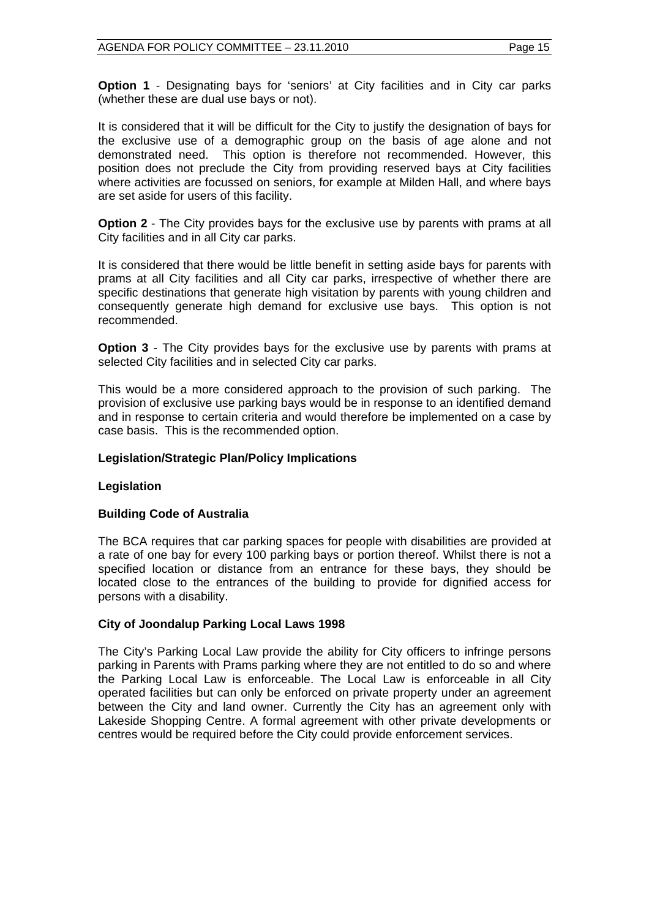**Option 1** - Designating bays for 'seniors' at City facilities and in City car parks (whether these are dual use bays or not).

It is considered that it will be difficult for the City to justify the designation of bays for the exclusive use of a demographic group on the basis of age alone and not demonstrated need. This option is therefore not recommended. However, this position does not preclude the City from providing reserved bays at City facilities where activities are focussed on seniors, for example at Milden Hall, and where bays are set aside for users of this facility.

**Option 2** - The City provides bays for the exclusive use by parents with prams at all City facilities and in all City car parks.

It is considered that there would be little benefit in setting aside bays for parents with prams at all City facilities and all City car parks, irrespective of whether there are specific destinations that generate high visitation by parents with young children and consequently generate high demand for exclusive use bays. This option is not recommended.

**Option 3** - The City provides bays for the exclusive use by parents with prams at selected City facilities and in selected City car parks.

This would be a more considered approach to the provision of such parking. The provision of exclusive use parking bays would be in response to an identified demand and in response to certain criteria and would therefore be implemented on a case by case basis. This is the recommended option.

**Legislation/Strategic Plan/Policy Implications**

**Legislation**

**Building Code of Australia**

The BCA requires that car parking spaces for people with disabilities are provided at a rate of one bay for every 100 parking bays or portion thereof. Whilst there is not a specified location or distance from an entrance for these bays, they should be located close to the entrances of the building to provide for dignified access for persons with a disability.

**City of Joondalup Parking Local Laws 1998**

The City's Parking Local Law provide the ability for City officers to infringe persons parking in Parents with Prams parking where they are not entitled to do so and where the Parking Local Law is enforceable. The Local Law is enforceable in all City operated facilities but can only be enforced on private property under an agreement between the City and land owner. Currently the City has an agreement only with Lakeside Shopping Centre. A formal agreement with other private developments or centres would be required before the City could provide enforcement services.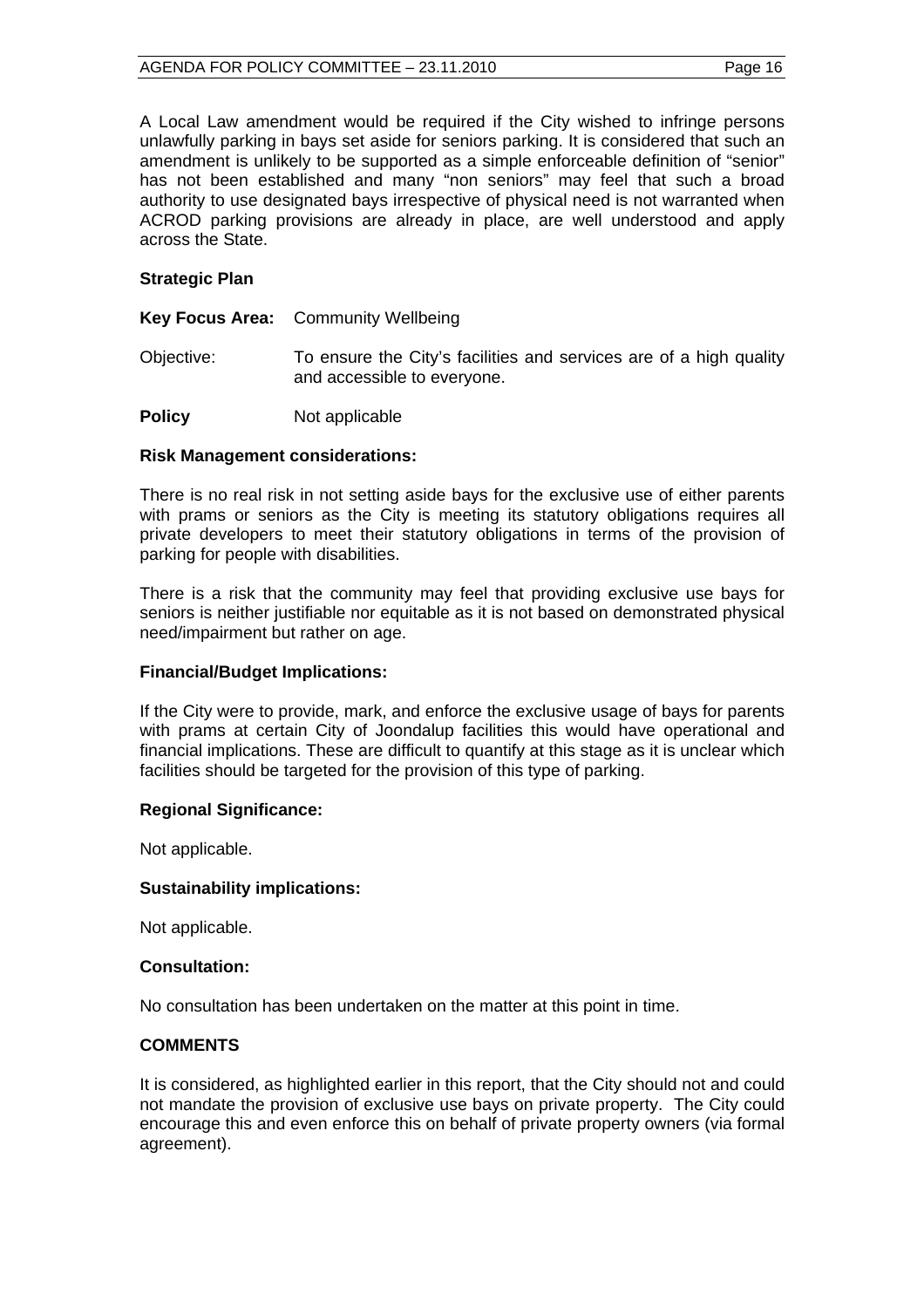A Local Law amendment would be required if the City wished to infringe persons unlawfully parking in bays set aside for seniors parking. It is considered that such an amendment is unlikely to be supported as a simple enforceable definition of "senior" has not been established and many "non seniors" may feel that such a broad authority to use designated bays irrespective of physical need is not warranted when ACROD parking provisions are already in place, are well understood and apply across the State.

**Strategic Plan**

**Key Focus Area:** Community Wellbeing

Objective: To ensure the City's facilities and services are of a high quality and accessible to everyone.

**Policy** Not applicable

**Risk Management considerations:**

There is no real risk in not setting aside bays for the exclusive use of either parents with prams or seniors as the City is meeting its statutory obligations requires all private developers to meet their statutory obligations in terms of the provision of parking for people with disabilities.

There is a risk that the community may feel that providing exclusive use bays for seniors is neither justifiable nor equitable as it is not based on demonstrated physical need/impairment but rather on age.

**Financial/Budget Implications:**

If the City were to provide, mark, and enforce the exclusive usage of bays for parents with prams at certain City of Joondalup facilities this would have operational and financial implications. These are difficult to quantify at this stage as it is unclear which facilities should be targeted for the provision of this type of parking.

**Regional Significance:**

Not applicable.

**Sustainability implications:**

Not applicable.

**Consultation:**

No consultation has been undertaken on the matter at this point in time.

**COMMENTS**

It is considered, as highlighted earlier in this report, that the City should not and could not mandate the provision of exclusive use bays on private property. The City could encourage this and even enforce this on behalf of private property owners (via formal agreement).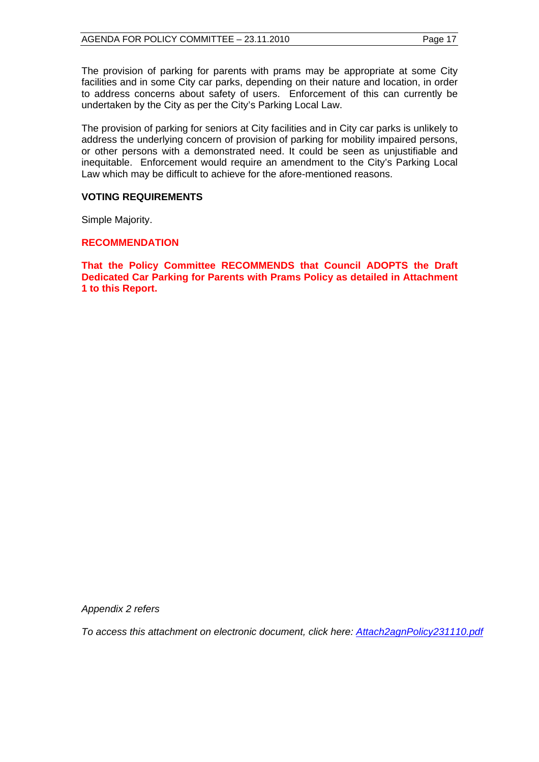The provision of parking for parents with prams may be appropriate at some City facilities and in some City car parks, depending on their nature and location, in order to address concerns about safety of users. Enforcement of this can currently be undertaken by the City as per the City's Parking Local Law.

The provision of parking for seniors at City facilities and in City car parks is unlikely to address the underlying concern of provision of parking for mobility impaired persons, or other persons with a demonstrated need. It could be seen as unjustifiable and inequitable. Enforcement would require an amendment to the City's Parking Local Law which may be difficult to achieve for the afore-mentioned reasons.

**VOTING REQUIREMENTS**

Simple Majority.

**RECOMMENDATION**

**That the Policy Committee RECOMMENDS that Council ADOPTS the Draft Dedicated Car Parking for Parents with Prams Policy as detailed in Attachment 1 to this Report.**

*Appendix 2 refers*

*To access this attachment on electronic document, click here: Attach2agnPolicy231110.pdf*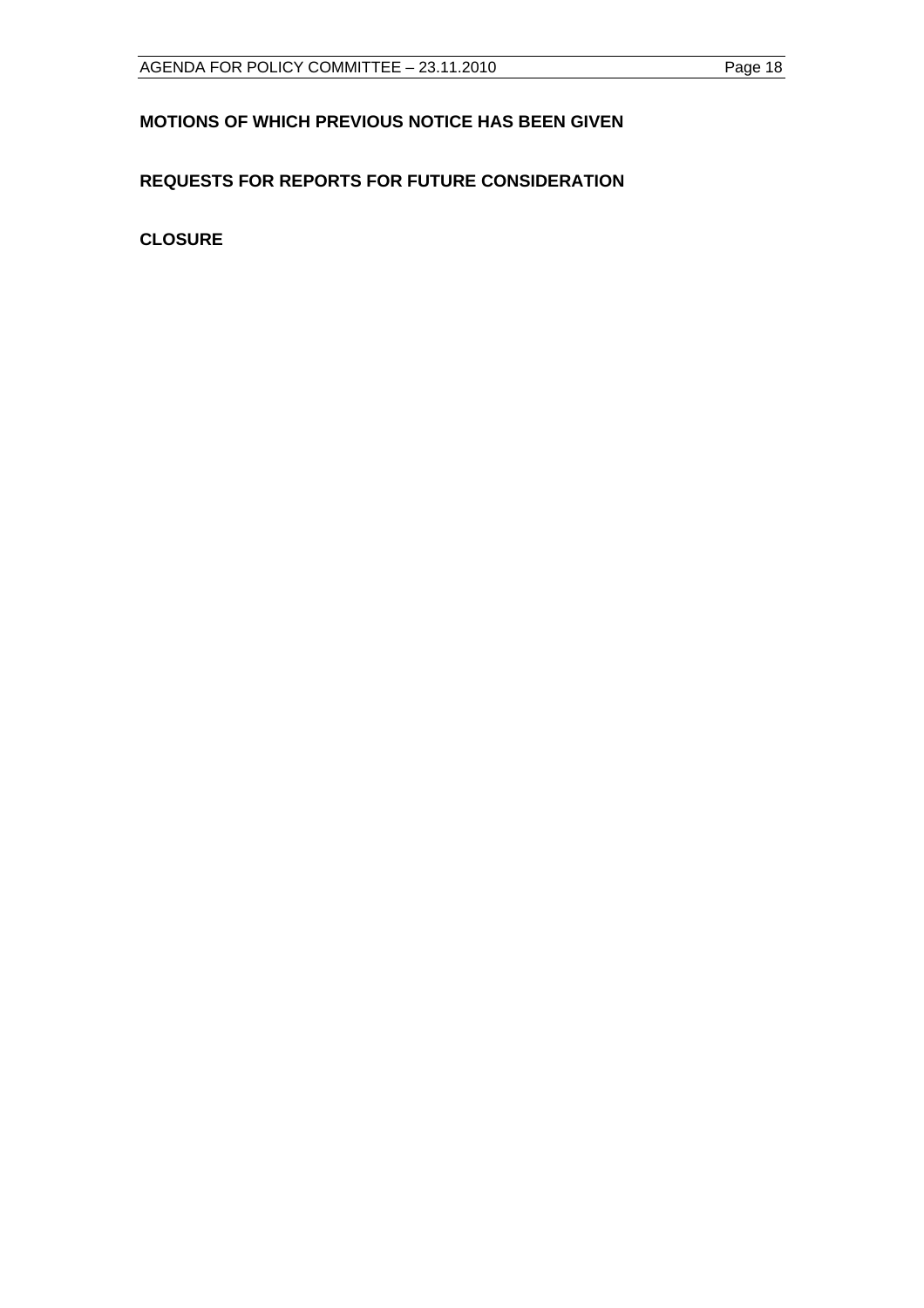**MOTIONS OF WHICH PREVIOUS NOTICE HAS BEEN GIVEN**

**REQUESTS FOR REPORTS FOR FUTURE CONSIDERATION**

**CLOSURE**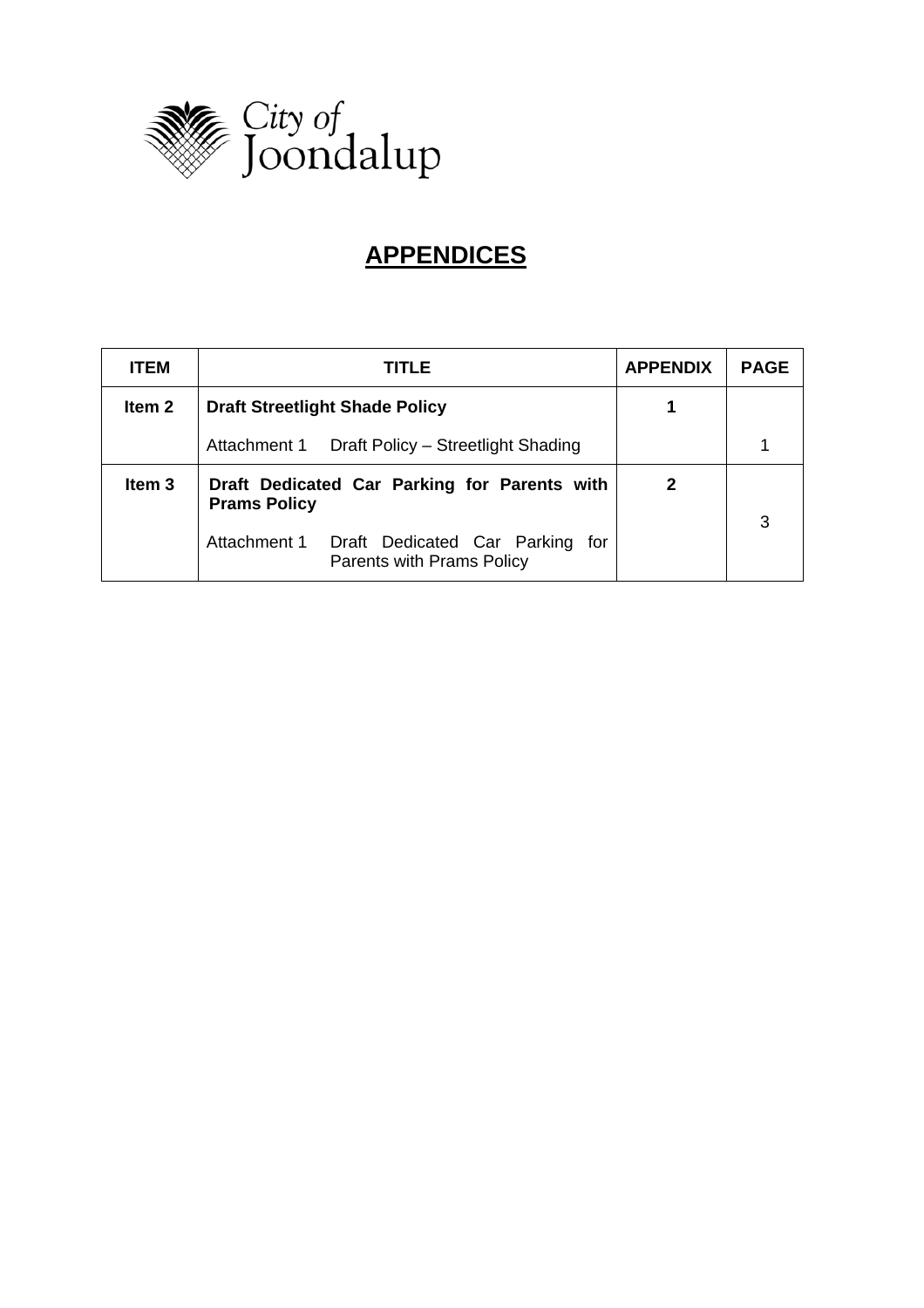City of Joondalup

# APPENDICES

| ITEM | TITLE | APPENDIX | PAGE |
|---|---|---|---|
| Item 2 | **Draft Streetlight Shade Policy**<br>Attachment 1 Draft Policy – Streetlight Shading | **1** | 1 |
| Item 3 | **Draft Dedicated Car Parking for Parents with Prams Policy**<br>Attachment 1 Draft Dedicated Car Parking for Parents with Prams Policy | **2** | 3 |